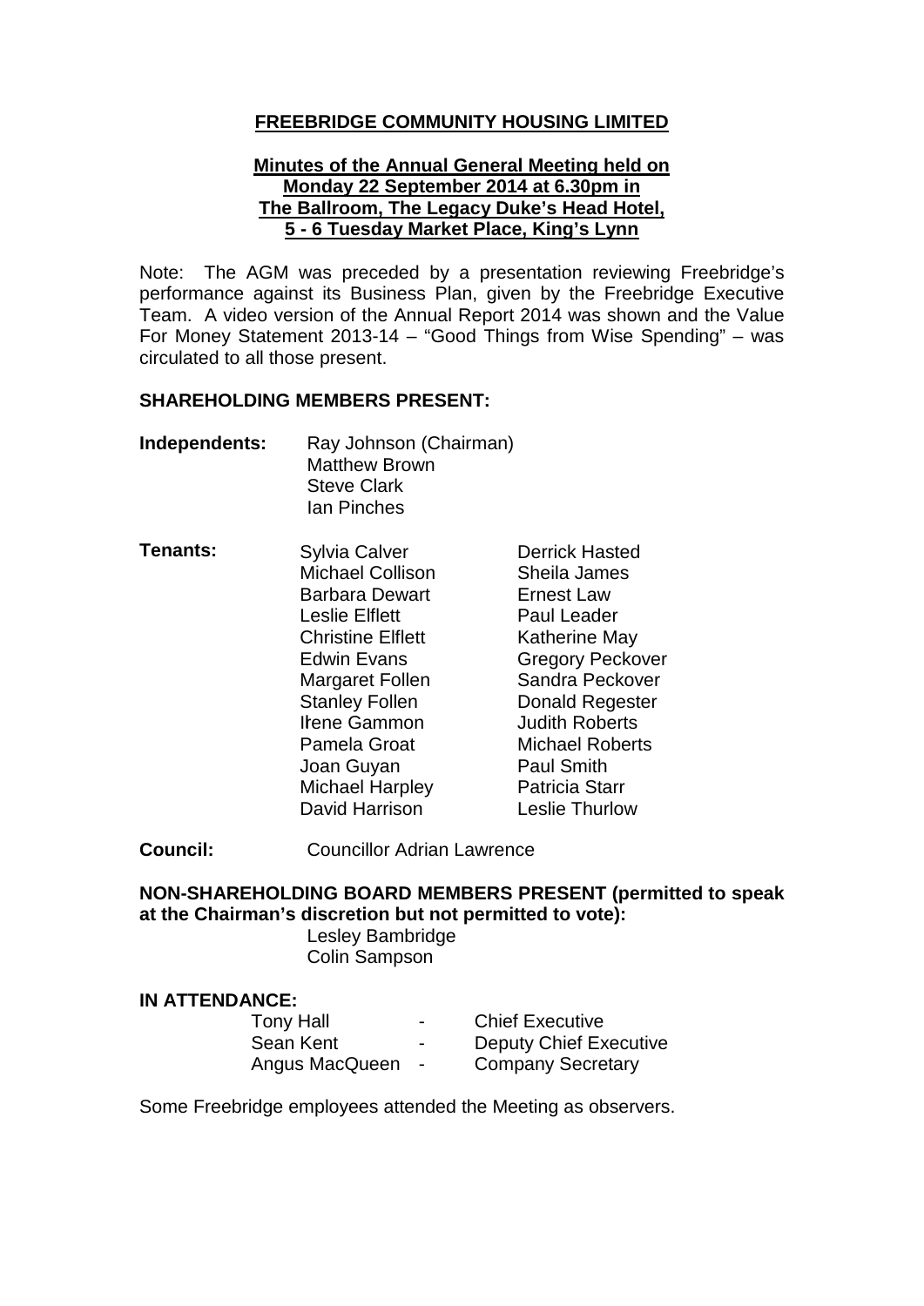# FREEBRIDGE COMMUNITY HOUSING LIMITED

## Minutes of the Annual General Meeting held on Monday 22 September 2014 at 6.30pm in The Ballroom, The Legacy Duke's Head Hotel, 5 - 6 Tuesday Market Place, King's Lynn

Note: The AGM was preceded by a presentation reviewing Freebridge's performance against its Business Plan, given by the Freebridge Executive Team. A video version of the Annual Report 2014 was shown and the Value For Money Statement 2013-14 – "Good Things from Wise Spending" – was circulated to all those present.

**SHAREHOLDING MEMBERS PRESENT:**

**Independents:**
Ray Johnson (Chairman)
Matthew Brown
Steve Clark
Ian Pinches

**Tenants:**

| | |
|---|---|
| Sylvia Calver | Derrick Hasted |
| Michael Collison | Sheila James |
| Barbara Dewart | Ernest Law |
| Leslie Elflett | Paul Leader |
| Christine Elflett | Katherine May |
| Edwin Evans | Gregory Peckover |
| Margaret Follen | Sandra Peckover |
| Stanley Follen | Donald Regester |
| Irene Gammon | Judith Roberts |
| Pamela Groat | Michael Roberts |
| Joan Guyan | Paul Smith |
| Michael Harpley | Patricia Starr |
| David Harrison | Leslie Thurlow |

**Council:** Councillor Adrian Lawrence

**NON-SHAREHOLDING BOARD MEMBERS PRESENT (permitted to speak at the Chairman's discretion but not permitted to vote):**
Lesley Bambridge
Colin Sampson

**IN ATTENDANCE:**

| | | |
|---|---|---|
| Tony Hall | - | Chief Executive |
| Sean Kent | - | Deputy Chief Executive |
| Angus MacQueen | - | Company Secretary |

Some Freebridge employees attended the Meeting as observers.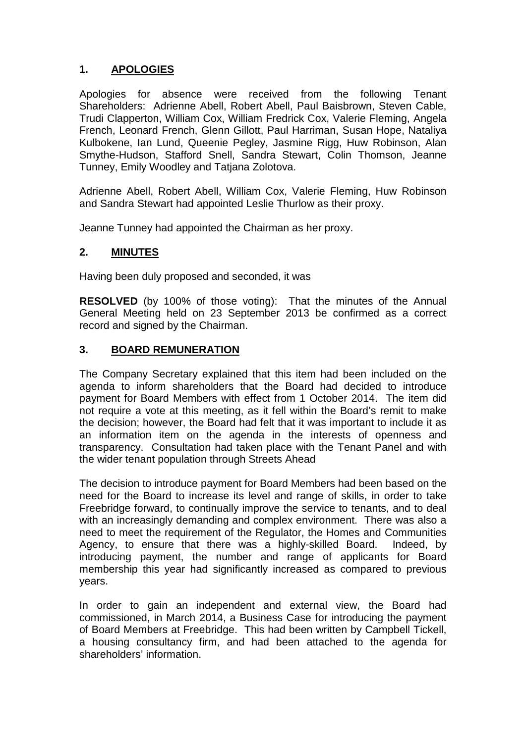## 1. APOLOGIES

Apologies for absence were received from the following Tenant Shareholders: Adrienne Abell, Robert Abell, Paul Baisbrown, Steven Cable, Trudi Clapperton, William Cox, William Fredrick Cox, Valerie Fleming, Angela French, Leonard French, Glenn Gillott, Paul Harriman, Susan Hope, Nataliya Kulbokene, Ian Lund, Queenie Pegley, Jasmine Rigg, Huw Robinson, Alan Smythe-Hudson, Stafford Snell, Sandra Stewart, Colin Thomson, Jeanne Tunney, Emily Woodley and Tatjana Zolotova.

Adrienne Abell, Robert Abell, William Cox, Valerie Fleming, Huw Robinson and Sandra Stewart had appointed Leslie Thurlow as their proxy.

Jeanne Tunney had appointed the Chairman as her proxy.

## 2. MINUTES

Having been duly proposed and seconded, it was

**RESOLVED** (by 100% of those voting): That the minutes of the Annual General Meeting held on 23 September 2013 be confirmed as a correct record and signed by the Chairman.

## 3. BOARD REMUNERATION

The Company Secretary explained that this item had been included on the agenda to inform shareholders that the Board had decided to introduce payment for Board Members with effect from 1 October 2014. The item did not require a vote at this meeting, as it fell within the Board's remit to make the decision; however, the Board had felt that it was important to include it as an information item on the agenda in the interests of openness and transparency. Consultation had taken place with the Tenant Panel and with the wider tenant population through Streets Ahead

The decision to introduce payment for Board Members had been based on the need for the Board to increase its level and range of skills, in order to take Freebridge forward, to continually improve the service to tenants, and to deal with an increasingly demanding and complex environment. There was also a need to meet the requirement of the Regulator, the Homes and Communities Agency, to ensure that there was a highly-skilled Board. Indeed, by introducing payment, the number and range of applicants for Board membership this year had significantly increased as compared to previous years.

In order to gain an independent and external view, the Board had commissioned, in March 2014, a Business Case for introducing the payment of Board Members at Freebridge. This had been written by Campbell Tickell, a housing consultancy firm, and had been attached to the agenda for shareholders' information.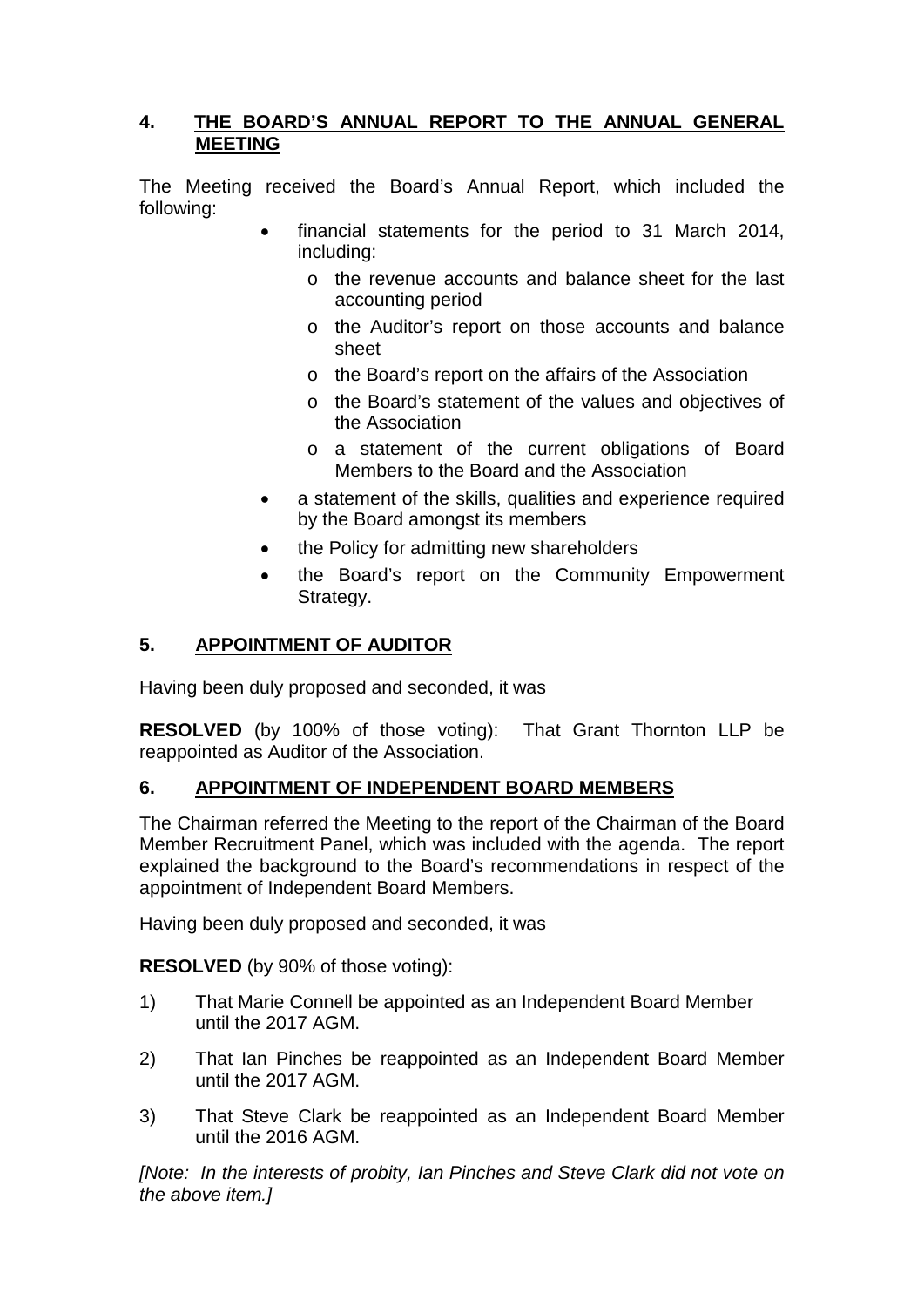## 4. THE BOARD'S ANNUAL REPORT TO THE ANNUAL GENERAL MEETING

The Meeting received the Board's Annual Report, which included the following:

- financial statements for the period to 31 March 2014, including:
    - the revenue accounts and balance sheet for the last accounting period
    - the Auditor's report on those accounts and balance sheet
    - the Board's report on the affairs of the Association
    - the Board's statement of the values and objectives of the Association
    - a statement of the current obligations of Board Members to the Board and the Association
- a statement of the skills, qualities and experience required by the Board amongst its members
- the Policy for admitting new shareholders
- the Board's report on the Community Empowerment Strategy.

## 5. APPOINTMENT OF AUDITOR

Having been duly proposed and seconded, it was

**RESOLVED** (by 100% of those voting): That Grant Thornton LLP be reappointed as Auditor of the Association.

## 6. APPOINTMENT OF INDEPENDENT BOARD MEMBERS

The Chairman referred the Meeting to the report of the Chairman of the Board Member Recruitment Panel, which was included with the agenda. The report explained the background to the Board's recommendations in respect of the appointment of Independent Board Members.

Having been duly proposed and seconded, it was

**RESOLVED** (by 90% of those voting):

1) That Marie Connell be appointed as an Independent Board Member until the 2017 AGM.

2) That Ian Pinches be reappointed as an Independent Board Member until the 2017 AGM.

3) That Steve Clark be reappointed as an Independent Board Member until the 2016 AGM.

*[Note: In the interests of probity, Ian Pinches and Steve Clark did not vote on the above item.]*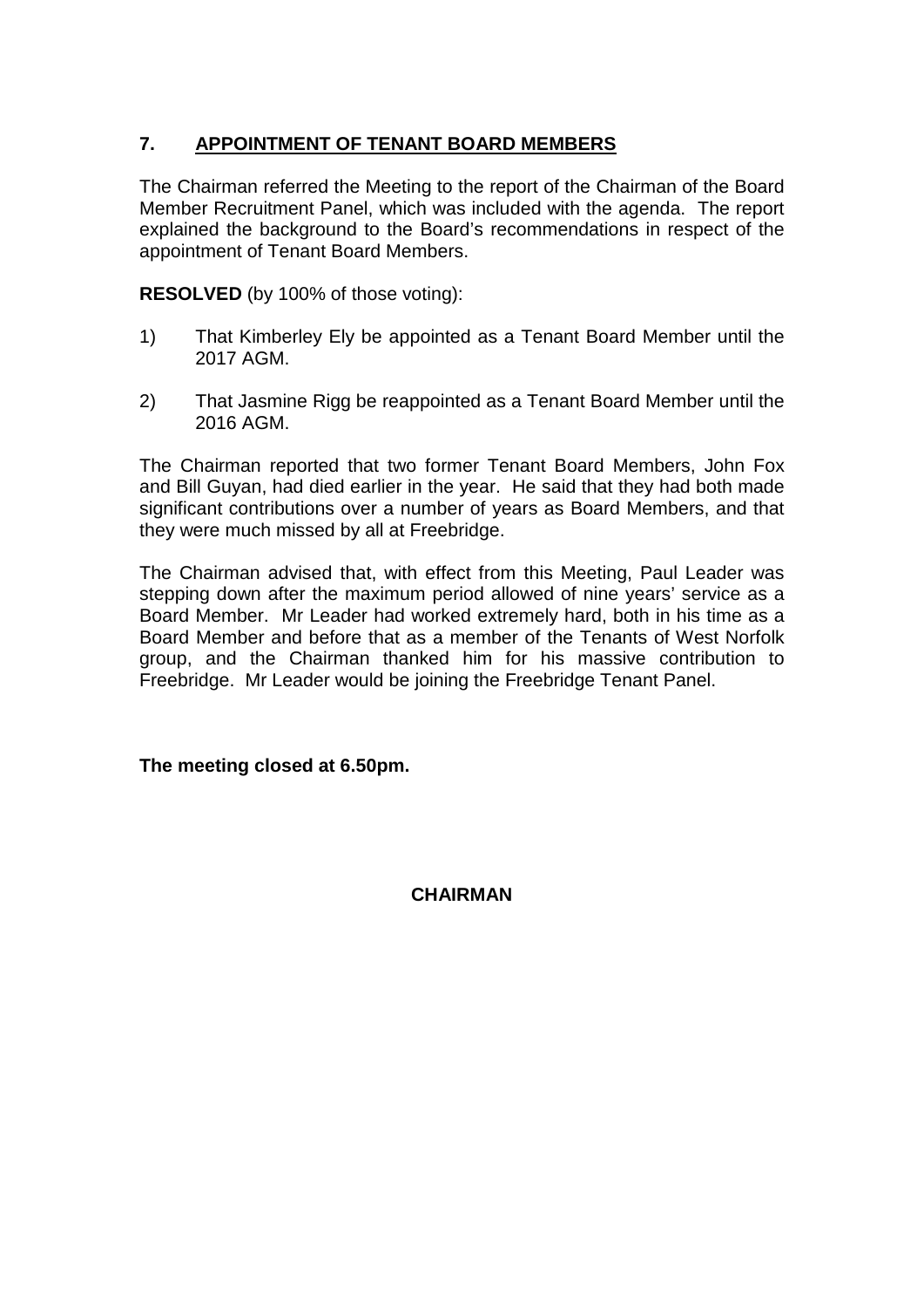## 7. APPOINTMENT OF TENANT BOARD MEMBERS

The Chairman referred the Meeting to the report of the Chairman of the Board Member Recruitment Panel, which was included with the agenda. The report explained the background to the Board's recommendations in respect of the appointment of Tenant Board Members.

**RESOLVED** (by 100% of those voting):

1) That Kimberley Ely be appointed as a Tenant Board Member until the 2017 AGM.

2) That Jasmine Rigg be reappointed as a Tenant Board Member until the 2016 AGM.

The Chairman reported that two former Tenant Board Members, John Fox and Bill Guyan, had died earlier in the year. He said that they had both made significant contributions over a number of years as Board Members, and that they were much missed by all at Freebridge.

The Chairman advised that, with effect from this Meeting, Paul Leader was stepping down after the maximum period allowed of nine years' service as a Board Member. Mr Leader had worked extremely hard, both in his time as a Board Member and before that as a member of the Tenants of West Norfolk group, and the Chairman thanked him for his massive contribution to Freebridge. Mr Leader would be joining the Freebridge Tenant Panel.

**The meeting closed at 6.50pm.**

**CHAIRMAN**